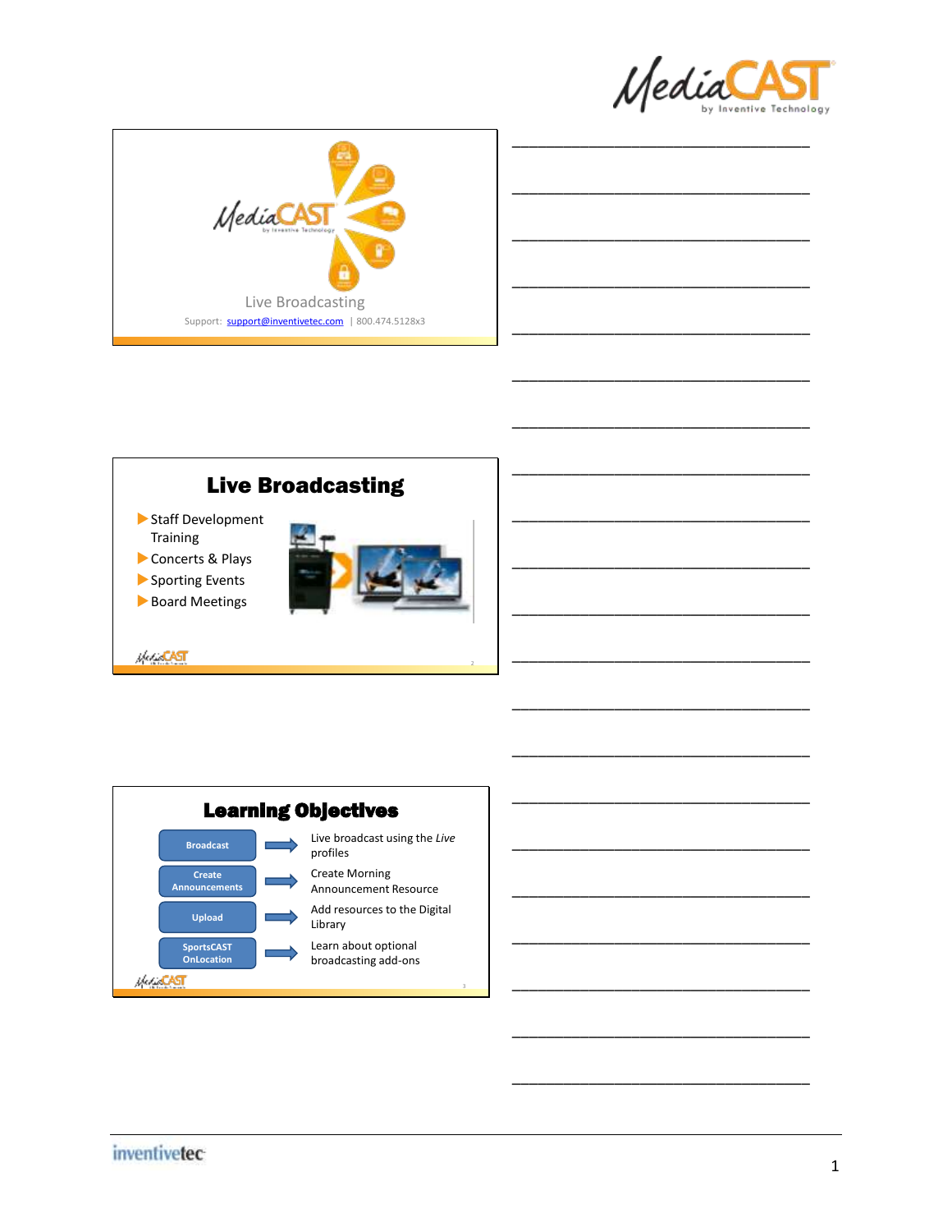MediaCAST by Inventive Technology

Live Broadcasting

Support: support@inventivetec.com | 800.474.5128x3

## Live Broadcasting

- Staff Development Training
- Concerts & Plays
- Sporting Events
- Board Meetings

## Learning Objectives

| | |
|---|---|
| Broadcast | Live broadcast using the *Live* profiles |
| Create Announcements | Create Morning Announcement Resource |
| Upload | Add resources to the Digital Library |
| SportsCAST OnLocation | Learn about optional broadcasting add-ons |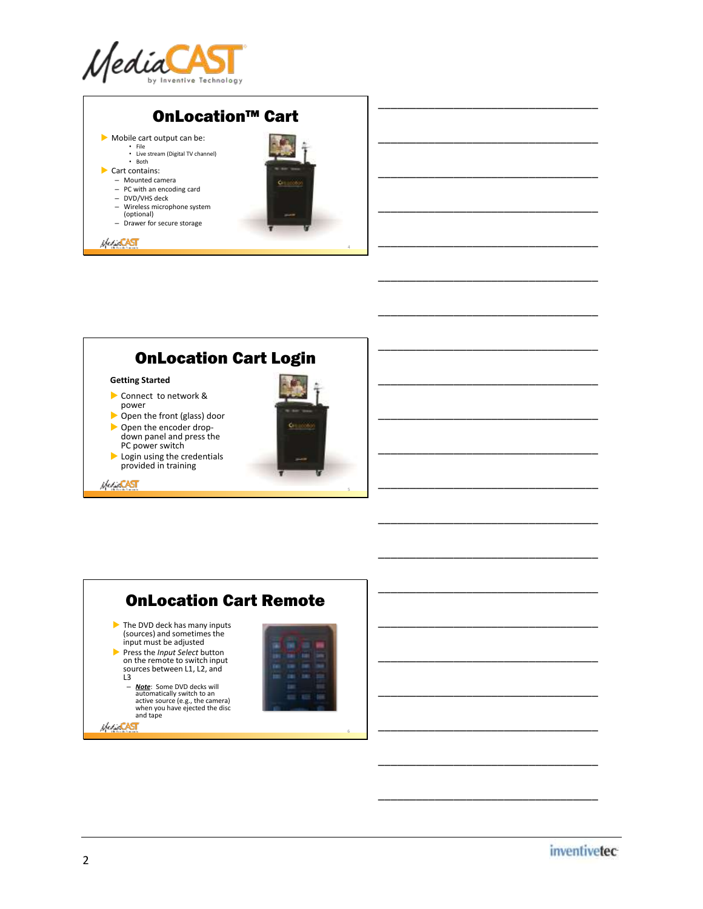## OnLocation™ Cart

- Mobile cart output can be:
  - File
  - Live stream (Digital TV channel)
  - Both
- Cart contains:
  - Mounted camera
  - PC with an encoding card
  - DVD/VHS deck
  - Wireless microphone system (optional)
  - Drawer for secure storage

## OnLocation Cart Login

**Getting Started**

- Connect to network & power
- Open the front (glass) door
- Open the encoder drop-down panel and press the PC power switch
- Login using the credentials provided in training

## OnLocation Cart Remote

- The DVD deck has many inputs (sources) and sometimes the input must be adjusted
- Press the *Input Select* button on the remote to switch input sources between L1, L2, and L3
  - ***Note***: Some DVD decks will automatically switch to an active source (e.g., the camera) when you have ejected the disc and tape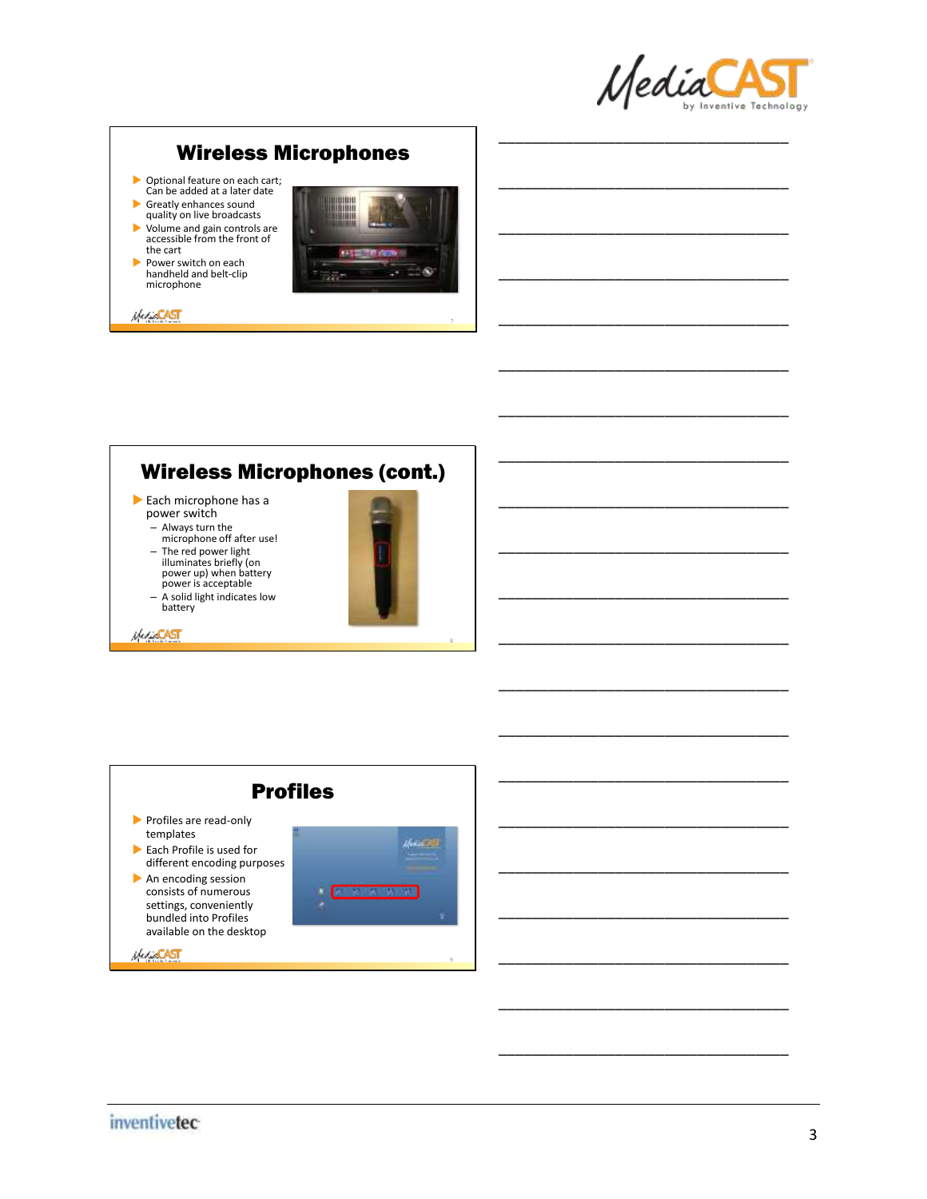## Wireless Microphones

- Optional feature on each cart; Can be added at a later date
- Greatly enhances sound quality on live broadcasts
- Volume and gain controls are accessible from the front of the cart
- Power switch on each handheld and belt-clip microphone

## Wireless Microphones (cont.)

- Each microphone has a power switch
  - Always turn the microphone off after use!
  - The red power light illuminates briefly (on power up) when battery power is acceptable
  - A solid light indicates low battery

## Profiles

- Profiles are read-only templates
- Each Profile is used for different encoding purposes
- An encoding session consists of numerous settings, conveniently bundled into Profiles available on the desktop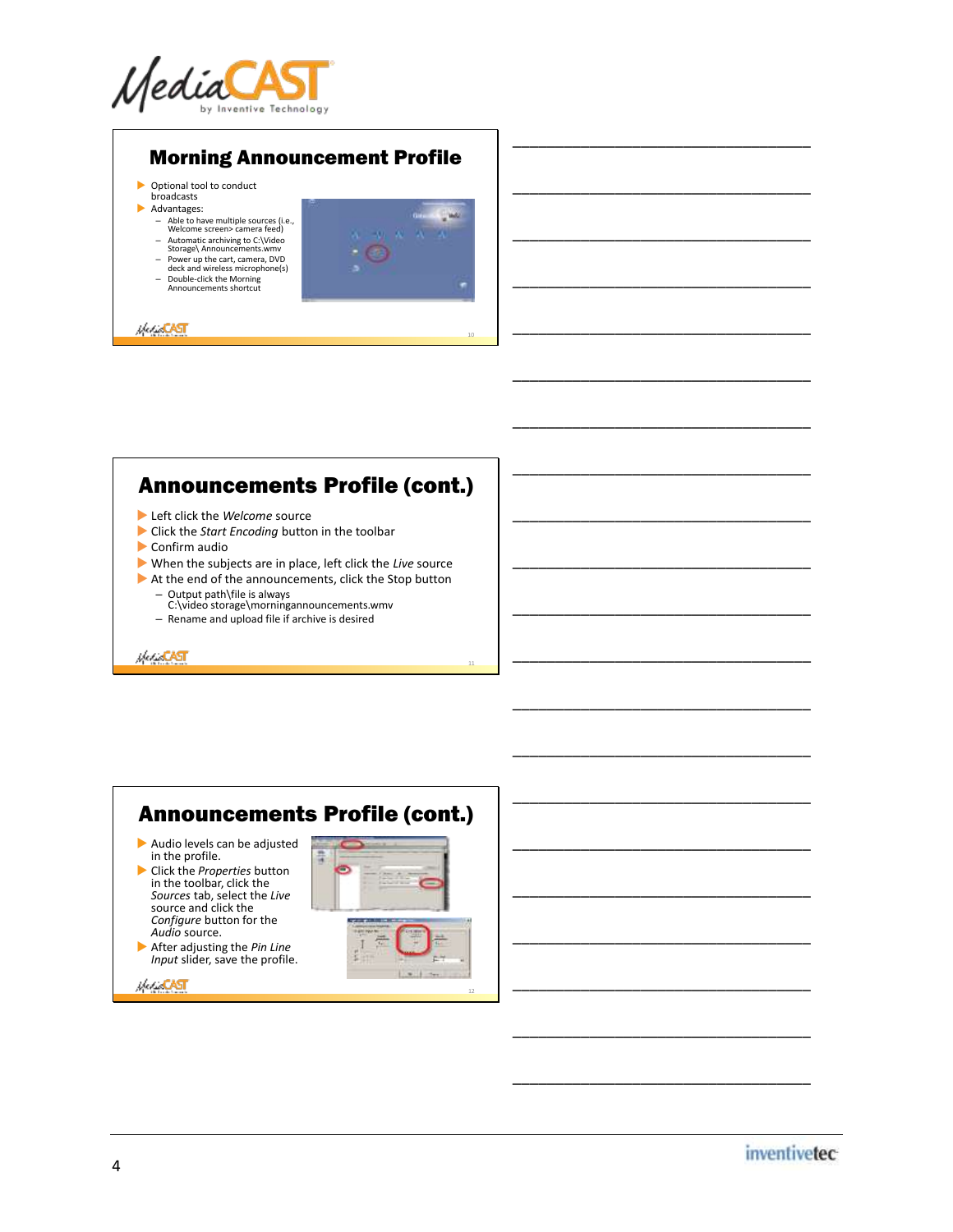## Morning Announcement Profile

- Optional tool to conduct broadcasts
- Advantages:
  - Able to have multiple sources (i.e., Welcome screen> camera feed)
  - Automatic archiving to C:\Video Storage\ Announcements.wmv
  - Power up the cart, camera, DVD deck and wireless microphone(s)
  - Double-click the Morning Announcements shortcut

## Announcements Profile (cont.)

- Left click the *Welcome* source
- Click the *Start Encoding* button in the toolbar
- Confirm audio
- When the subjects are in place, left click the *Live* source
- At the end of the announcements, click the Stop button
  - Output path\file is always C:\video storage\morningannouncements.wmv
  - Rename and upload file if archive is desired

## Announcements Profile (cont.)

- Audio levels can be adjusted in the profile.
- Click the *Properties* button in the toolbar, click the *Sources* tab, select the *Live* source and click the *Configure* button for the *Audio* source.
- After adjusting the *Pin Line Input* slider, save the profile.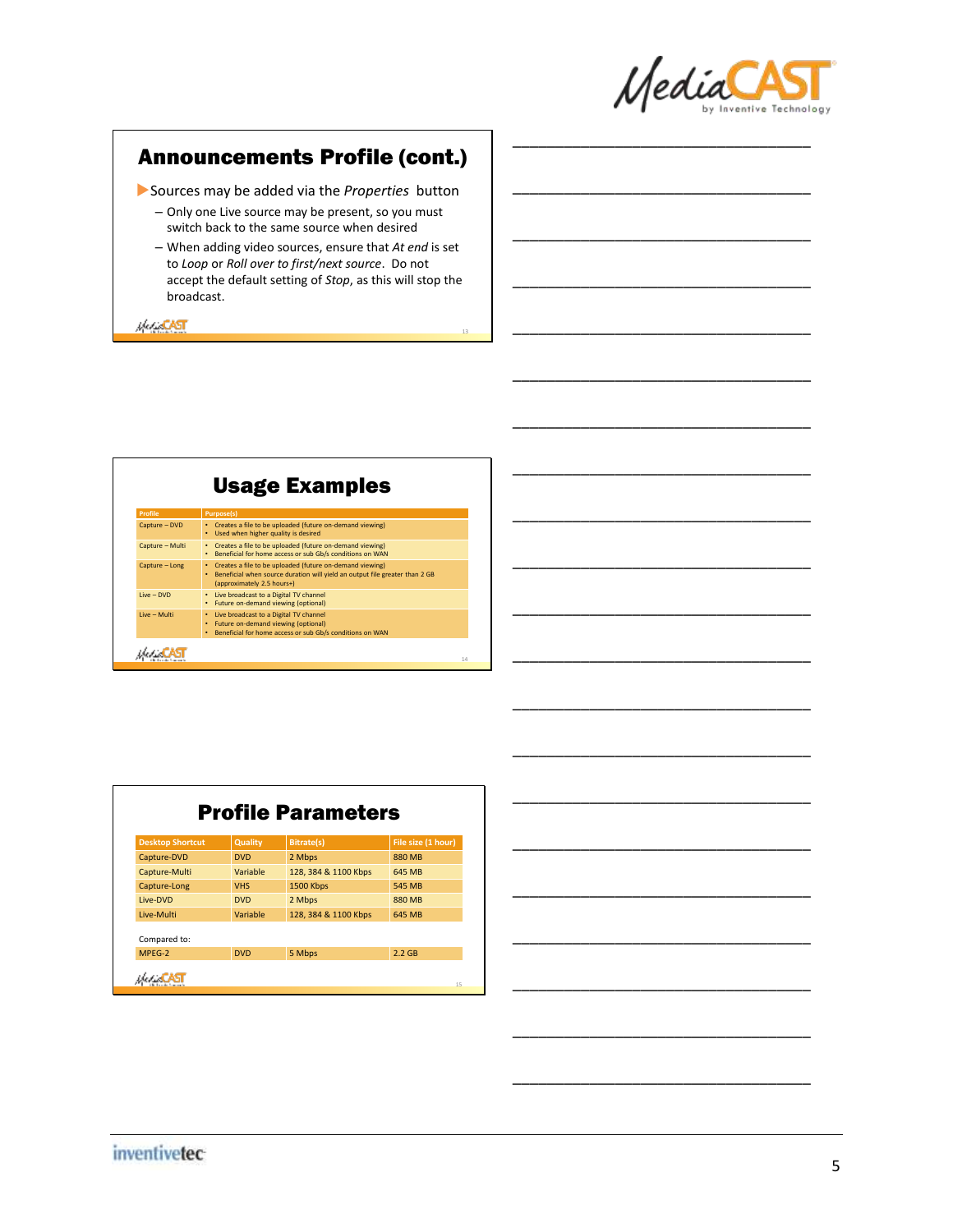## Announcements Profile (cont.)

- Sources may be added via the *Properties* button
  - Only one Live source may be present, so you must switch back to the same source when desired
  - When adding video sources, ensure that *At end* is set to *Loop* or *Roll over to first/next source*. Do not accept the default setting of *Stop*, as this will stop the broadcast.

## Usage Examples

| Profile | Purpose(s) |
| --- | --- |
| Capture – DVD | • Creates a file to be uploaded (future on-demand viewing)<br>• Used when higher quality is desired |
| Capture – Multi | • Creates a file to be uploaded (future on-demand viewing)<br>• Beneficial for home access or sub Gb/s conditions on WAN |
| Capture – Long | • Creates a file to be uploaded (future on-demand viewing)<br>• Beneficial when source duration will yield an output file greater than 2 GB (approximately 2.5 hours+) |
| Live – DVD | • Live broadcast to a Digital TV channel<br>• Future on-demand viewing (optional) |
| Live – Multi | • Live broadcast to a Digital TV channel<br>• Future on-demand viewing (optional)<br>• Beneficial for home access or sub Gb/s conditions on WAN |

## Profile Parameters

| Desktop Shortcut | Quality | Bitrate(s) | File size (1 hour) |
| --- | --- | --- | --- |
| Capture-DVD | DVD | 2 Mbps | 880 MB |
| Capture-Multi | Variable | 128, 384 & 1100 Kbps | 645 MB |
| Capture-Long | VHS | 1500 Kbps | 545 MB |
| Live-DVD | DVD | 2 Mbps | 880 MB |
| Live-Multi | Variable | 128, 384 & 1100 Kbps | 645 MB |

Compared to:

| | | | |
| --- | --- | --- | --- |
| MPEG-2 | DVD | 5 Mbps | 2.2 GB |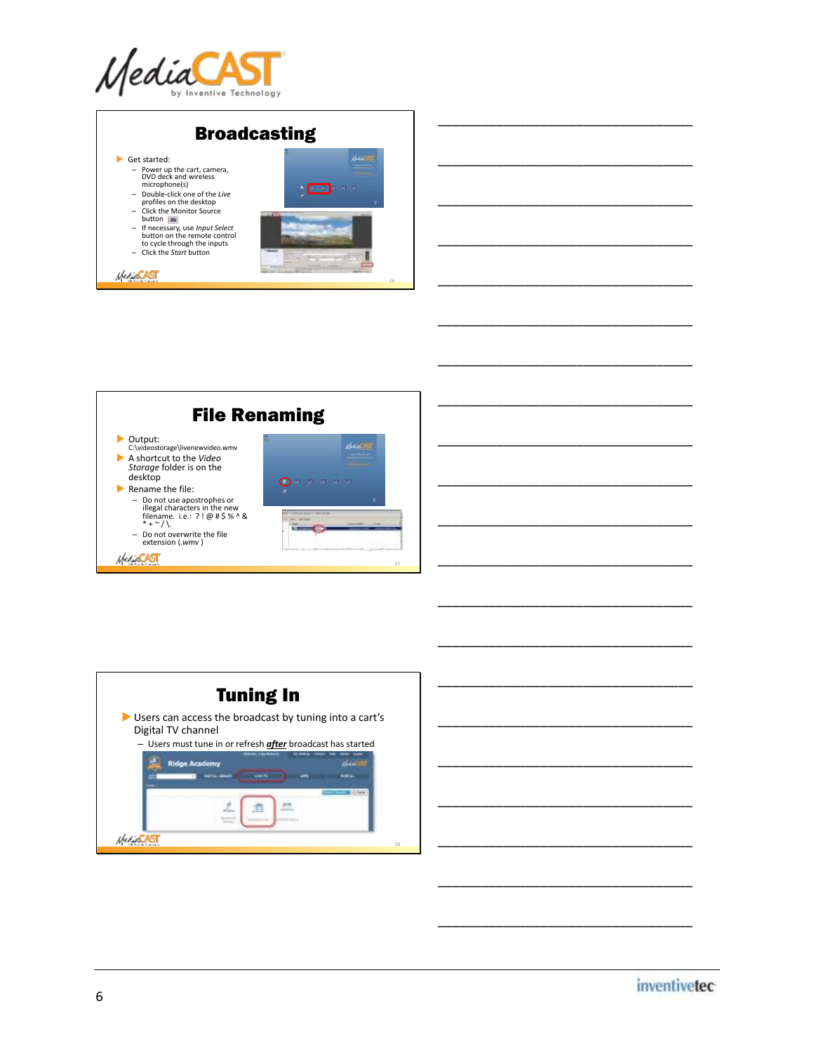## Broadcasting

- Get started:
  - Power up the cart, camera, DVD deck and wireless microphone(s)
  - Double-click one of the *Live* profiles on the desktop
  - Click the Monitor Source button
  - If necessary, use *Input Select* button on the remote control to cycle through the inputs
  - Click the *Start* button

## File Renaming

- Output: C:\videostorage\livenewvideo.wmv
- A shortcut to the *Video Storage* folder is on the desktop
- Rename the file:
  - Do not use apostrophes or illegal characters in the new filename. i.e.: ? ! @ # $ % ^ & * + ~ / \.
  - Do not overwrite the file extension (*.wmv* )

## Tuning In

- Users can access the broadcast by tuning into a cart's Digital TV channel
  - Users must tune in or refresh ***after*** broadcast has started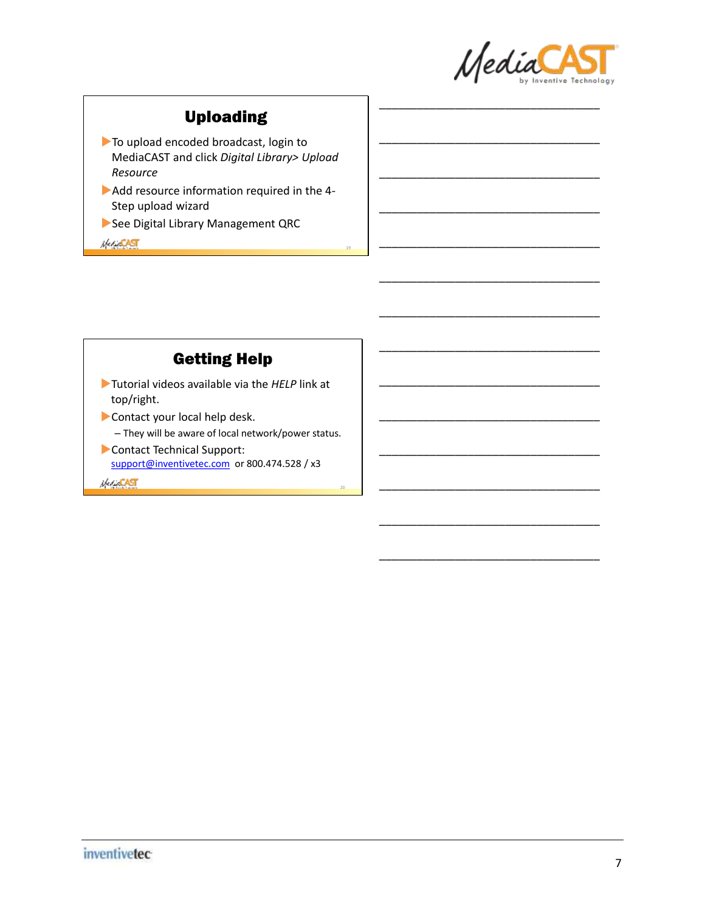## Uploading

- To upload encoded broadcast, login to MediaCAST and click *Digital Library> Upload Resource*
- Add resource information required in the 4-Step upload wizard
- See Digital Library Management QRC

## Getting Help

- Tutorial videos available via the *HELP* link at top/right.
- Contact your local help desk.
  - They will be aware of local network/power status.
- Contact Technical Support: support@inventivetec.com or 800.474.528 / x3